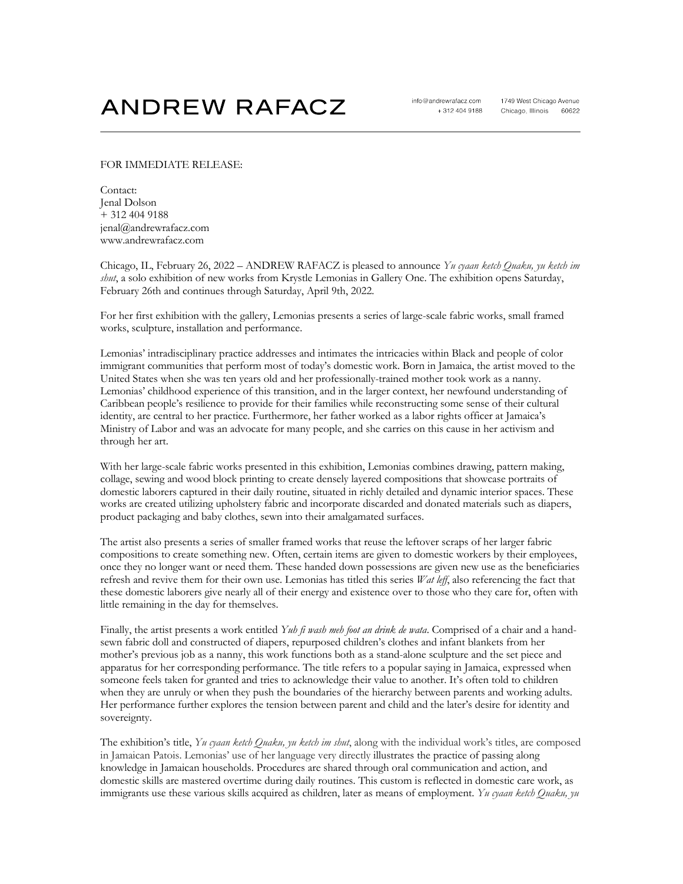# ANDREW RAFACZ

info@andrewrafacz.com
+ 312 404 9188

1749 West Chicago Avenue
Chicago, Illinois 60622

---

FOR IMMEDIATE RELEASE:

Contact:
Jenal Dolson
+ 312 404 9188
jenal@andrewrafacz.com
www.andrewrafacz.com

Chicago, IL, February 26, 2022 – ANDREW RAFACZ is pleased to announce *Yu cyaan ketch Quaku, yu ketch im shut*, a solo exhibition of new works from Krystle Lemonias in Gallery One. The exhibition opens Saturday, February 26th and continues through Saturday, April 9th, 2022.

For her first exhibition with the gallery, Lemonias presents a series of large-scale fabric works, small framed works, sculpture, installation and performance.

Lemonias' intradisciplinary practice addresses and intimates the intricacies within Black and people of color immigrant communities that perform most of today's domestic work. Born in Jamaica, the artist moved to the United States when she was ten years old and her professionally-trained mother took work as a nanny. Lemonias' childhood experience of this transition, and in the larger context, her newfound understanding of Caribbean people's resilience to provide for their families while reconstructing some sense of their cultural identity, are central to her practice. Furthermore, her father worked as a labor rights officer at Jamaica's Ministry of Labor and was an advocate for many people, and she carries on this cause in her activism and through her art.

With her large-scale fabric works presented in this exhibition, Lemonias combines drawing, pattern making, collage, sewing and wood block printing to create densely layered compositions that showcase portraits of domestic laborers captured in their daily routine, situated in richly detailed and dynamic interior spaces. These works are created utilizing upholstery fabric and incorporate discarded and donated materials such as diapers, product packaging and baby clothes, sewn into their amalgamated surfaces.

The artist also presents a series of smaller framed works that reuse the leftover scraps of her larger fabric compositions to create something new. Often, certain items are given to domestic workers by their employees, once they no longer want or need them. These handed down possessions are given new use as the beneficiaries refresh and revive them for their own use. Lemonias has titled this series *Wat leff*, also referencing the fact that these domestic laborers give nearly all of their energy and existence over to those who they care for, often with little remaining in the day for themselves.

Finally, the artist presents a work entitled *Yuh fi wash meh foot an drink de wata*. Comprised of a chair and a hand-sewn fabric doll and constructed of diapers, repurposed children's clothes and infant blankets from her mother's previous job as a nanny, this work functions both as a stand-alone sculpture and the set piece and apparatus for her corresponding performance. The title refers to a popular saying in Jamaica, expressed when someone feels taken for granted and tries to acknowledge their value to another. It's often told to children when they are unruly or when they push the boundaries of the hierarchy between parents and working adults. Her performance further explores the tension between parent and child and the later's desire for identity and sovereignty.

The exhibition's title, *Yu cyaan ketch Quaku, yu ketch im shut*, along with the individual work's titles, are composed in Jamaican Patois. Lemonias' use of her language very directly illustrates the practice of passing along knowledge in Jamaican households. Procedures are shared through oral communication and action, and domestic skills are mastered overtime during daily routines. This custom is reflected in domestic care work, as immigrants use these various skills acquired as children, later as means of employment. *Yu cyaan ketch Quaku, yu*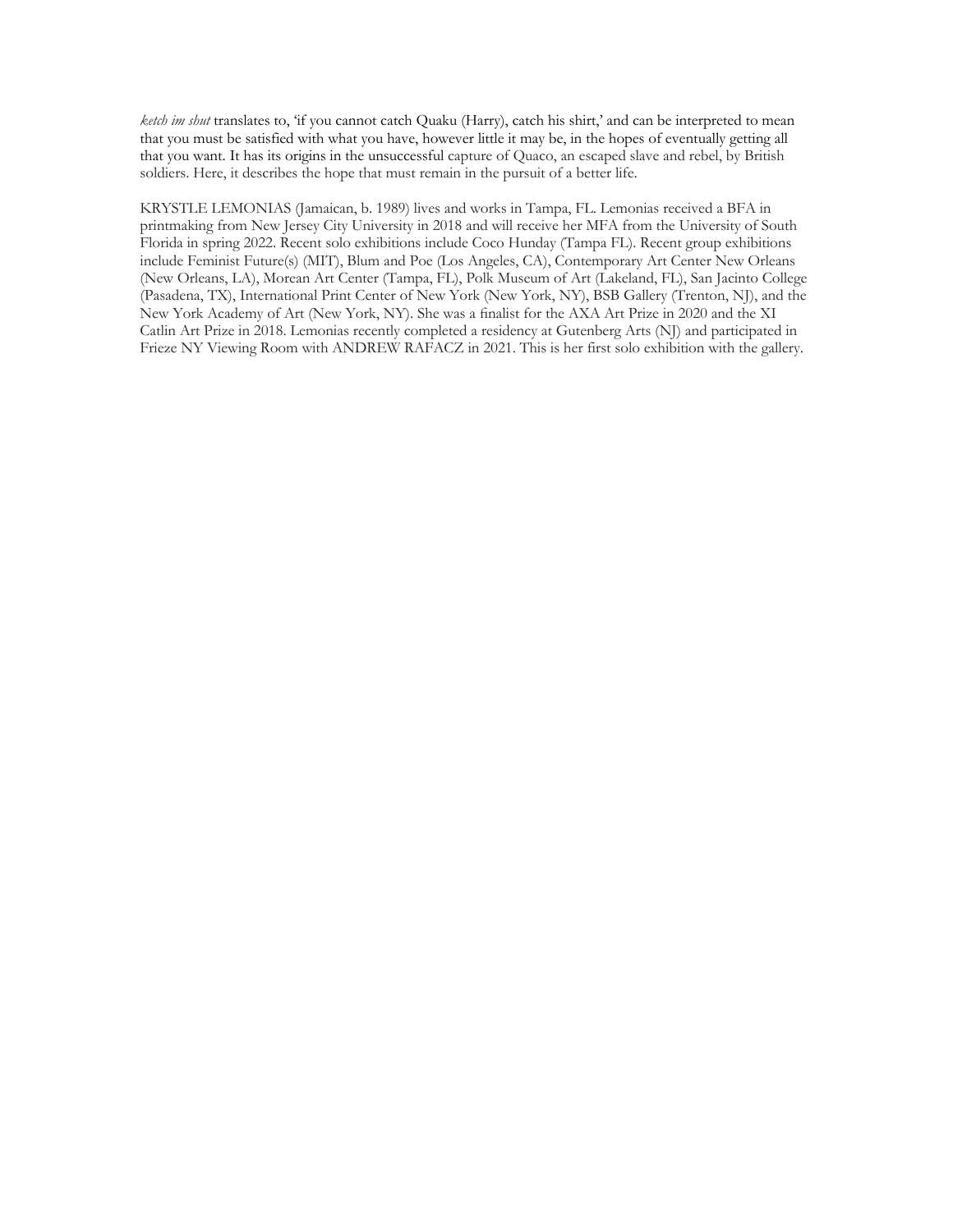*ketch im shut* translates to, 'if you cannot catch Quaku (Harry), catch his shirt,' and can be interpreted to mean that you must be satisfied with what you have, however little it may be, in the hopes of eventually getting all that you want. It has its origins in the unsuccessful capture of Quaco, an escaped slave and rebel, by British soldiers. Here, it describes the hope that must remain in the pursuit of a better life.

KRYSTLE LEMONIAS (Jamaican, b. 1989) lives and works in Tampa, FL. Lemonias received a BFA in printmaking from New Jersey City University in 2018 and will receive her MFA from the University of South Florida in spring 2022. Recent solo exhibitions include Coco Hunday (Tampa FL). Recent group exhibitions include Feminist Future(s) (MIT), Blum and Poe (Los Angeles, CA), Contemporary Art Center New Orleans (New Orleans, LA), Morean Art Center (Tampa, FL), Polk Museum of Art (Lakeland, FL), San Jacinto College (Pasadena, TX), International Print Center of New York (New York, NY), BSB Gallery (Trenton, NJ), and the New York Academy of Art (New York, NY). She was a finalist for the AXA Art Prize in 2020 and the XI Catlin Art Prize in 2018. Lemonias recently completed a residency at Gutenberg Arts (NJ) and participated in Frieze NY Viewing Room with ANDREW RAFACZ in 2021. This is her first solo exhibition with the gallery.